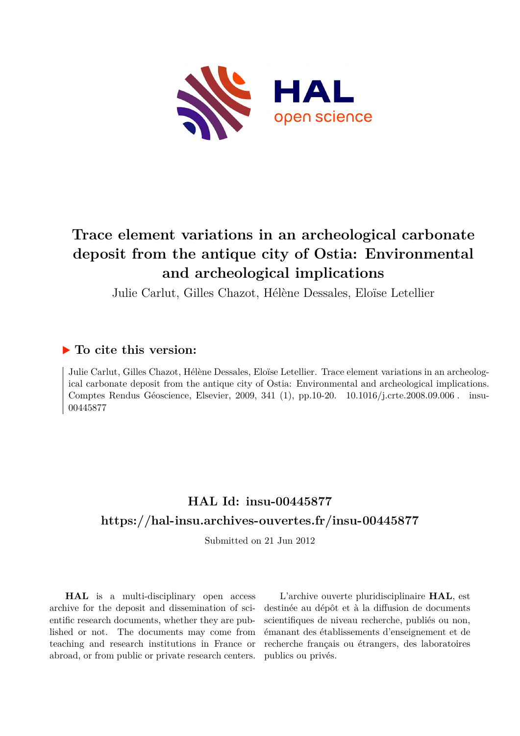# Trace element variations in an archeological carbonate deposit from the antique city of Ostia: Environmental and archeological implications

Julie Carlut, Gilles Chazot, Hélène Dessales, Eloïse Letellier

## ▶ To cite this version:

Julie Carlut, Gilles Chazot, Hélène Dessales, Eloïse Letellier. Trace element variations in an archeological carbonate deposit from the antique city of Ostia: Environmental and archeological implications. Comptes Rendus Géoscience, Elsevier, 2009, 341 (1), pp.10-20. 10.1016/j.crte.2008.09.006 . insu-00445877

## HAL Id: insu-00445877

## https://hal-insu.archives-ouvertes.fr/insu-00445877

Submitted on 21 Jun 2012

**HAL** is a multi-disciplinary open access archive for the deposit and dissemination of scientific research documents, whether they are published or not. The documents may come from teaching and research institutions in France or abroad, or from public or private research centers.

L'archive ouverte pluridisciplinaire **HAL**, est destinée au dépôt et à la diffusion de documents scientifiques de niveau recherche, publiés ou non, émanant des établissements d'enseignement et de recherche français ou étrangers, des laboratoires publics ou privés.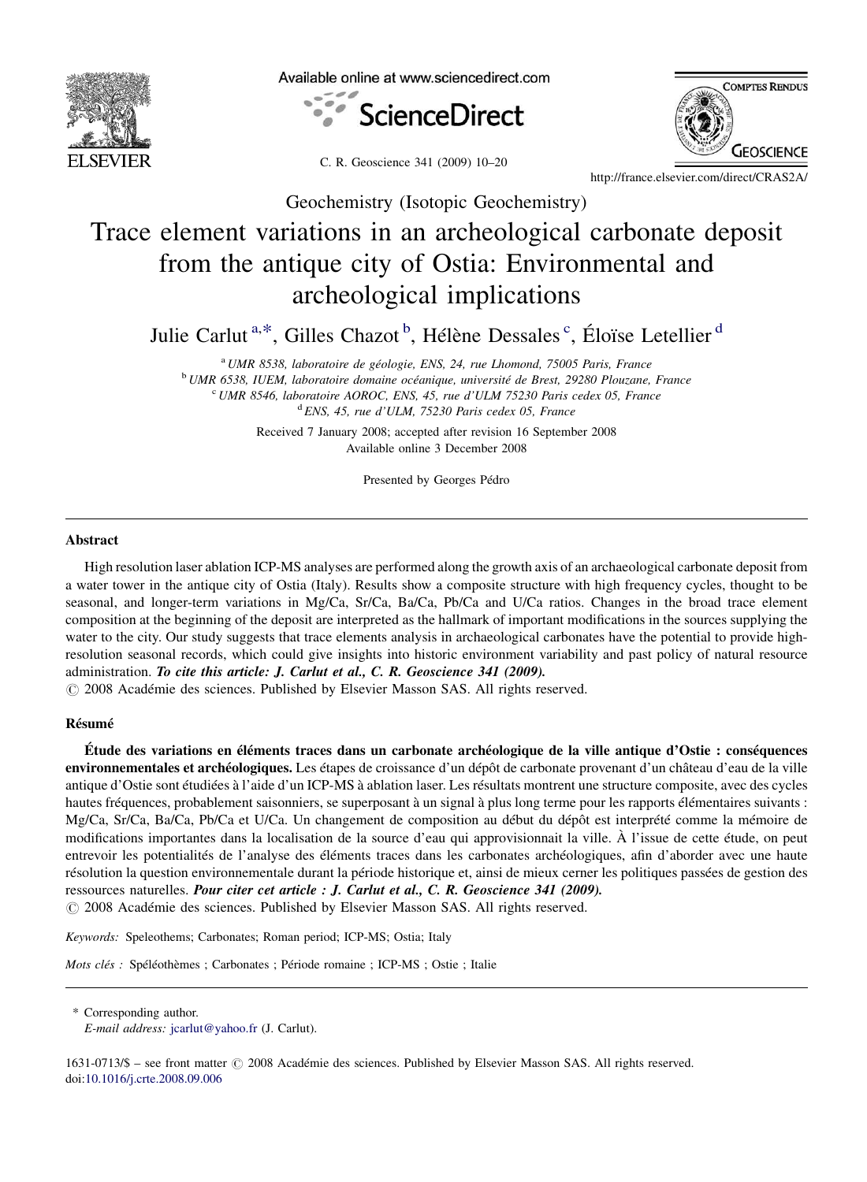Geochemistry (Isotopic Geochemistry)

# Trace element variations in an archeological carbonate deposit from the antique city of Ostia: Environmental and archeological implications

Julie Carlut [a,*], Gilles Chazot [b], Hélène Dessales [c], Éloïse Letellier [d]

[a] UMR 8538, laboratoire de géologie, ENS, 24, rue Lhomond, 75005 Paris, France

[b] UMR 6538, IUEM, laboratoire domaine océanique, université de Brest, 29280 Plouzane, France

[c] UMR 8546, laboratoire AOROC, ENS, 45, rue d'ULM 75230 Paris cedex 05, France

[d] ENS, 45, rue d'ULM, 75230 Paris cedex 05, France

Received 7 January 2008; accepted after revision 16 September 2008

Available online 3 December 2008

Presented by Georges Pédro

## Abstract

High resolution laser ablation ICP-MS analyses are performed along the growth axis of an archaeological carbonate deposit from a water tower in the antique city of Ostia (Italy). Results show a composite structure with high frequency cycles, thought to be seasonal, and longer-term variations in Mg/Ca, Sr/Ca, Ba/Ca, Pb/Ca and U/Ca ratios. Changes in the broad trace element composition at the beginning of the deposit are interpreted as the hallmark of important modifications in the sources supplying the water to the city. Our study suggests that trace elements analysis in archaeological carbonates have the potential to provide high-resolution seasonal records, which could give insights into historic environment variability and past policy of natural resource administration. ***To cite this article: J. Carlut et al., C. R. Geoscience 341 (2009).***

© 2008 Académie des sciences. Published by Elsevier Masson SAS. All rights reserved.

## Résumé

**Étude des variations en éléments traces dans un carbonate archéologique de la ville antique d'Ostie : conséquences environnementales et archéologiques.** Les étapes de croissance d'un dépôt de carbonate provenant d'un château d'eau de la ville antique d'Ostie sont étudiées à l'aide d'un ICP-MS à ablation laser. Les résultats montrent une structure composite, avec des cycles hautes fréquences, probablement saisonniers, se superposant à un signal à plus long terme pour les rapports élémentaires suivants : Mg/Ca, Sr/Ca, Ba/Ca, Pb/Ca et U/Ca. Un changement de composition au début du dépôt est interprété comme la mémoire de modifications importantes dans la localisation de la source d'eau qui approvisionnait la ville. À l'issue de cette étude, on peut entrevoir les potentialités de l'analyse des éléments traces dans les carbonates archéologiques, afin d'aborder avec une haute résolution la question environnementale durant la période historique et, ainsi de mieux cerner les politiques passées de gestion des ressources naturelles. ***Pour citer cet article : J. Carlut et al., C. R. Geoscience 341 (2009).***

© 2008 Académie des sciences. Published by Elsevier Masson SAS. All rights reserved.

*Keywords:* Speleothems; Carbonates; Roman period; ICP-MS; Ostia; Italy

*Mots clés :* Spéléothèmes ; Carbonates ; Période romaine ; ICP-MS ; Ostie ; Italie

\* Corresponding author.
*E-mail address:* jcarlut@yahoo.fr (J. Carlut).

1631-0713/$ – see front matter © 2008 Académie des sciences. Published by Elsevier Masson SAS. All rights reserved.
doi:10.1016/j.crte.2008.09.006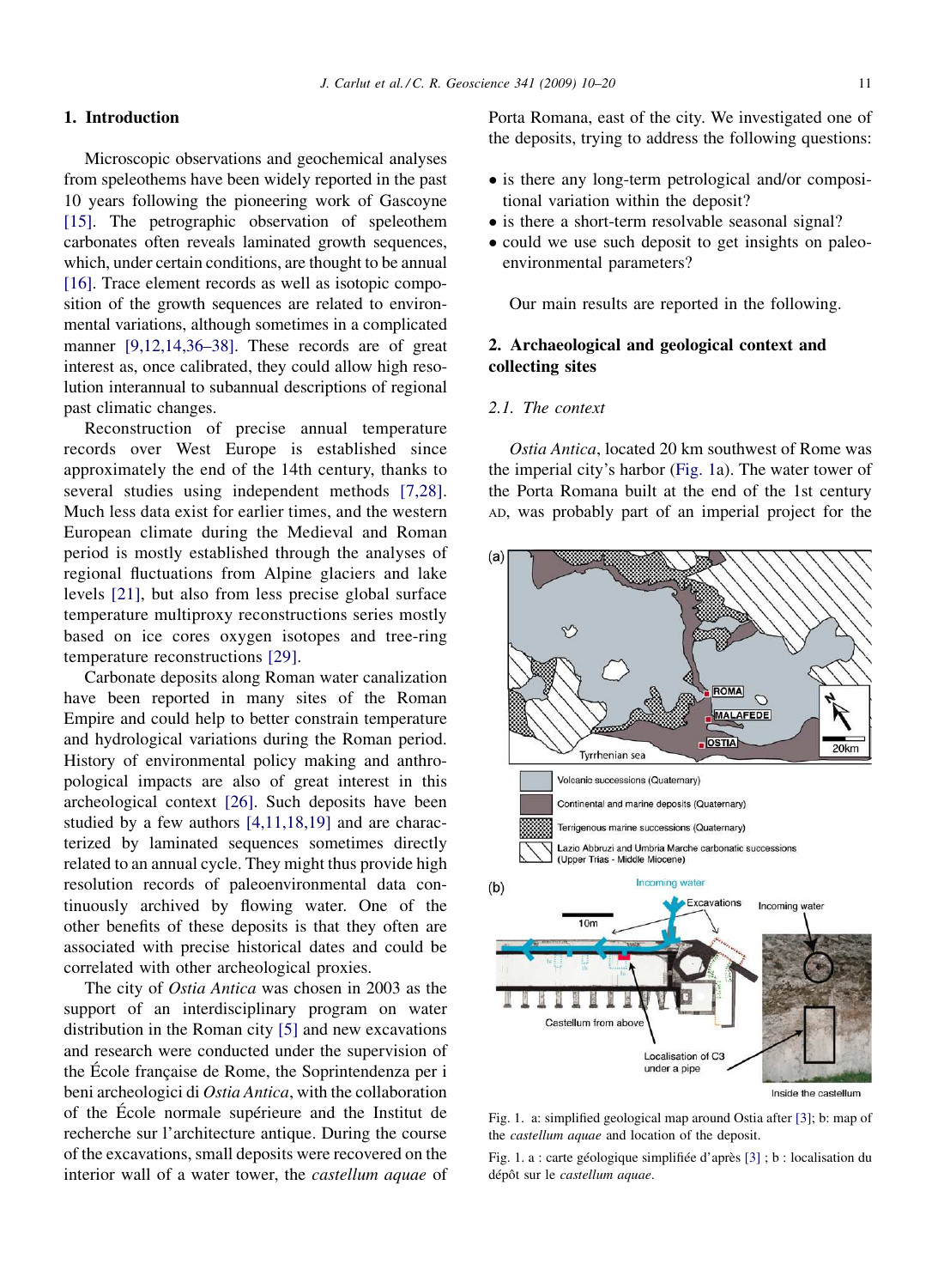## 1. Introduction

Microscopic observations and geochemical analyses from speleothems have been widely reported in the past 10 years following the pioneering work of Gascoyne [15]. The petrographic observation of speleothem carbonates often reveals laminated growth sequences, which, under certain conditions, are thought to be annual [16]. Trace element records as well as isotopic composition of the growth sequences are related to environmental variations, although sometimes in a complicated manner [9,12,14,36–38]. These records are of great interest as, once calibrated, they could allow high resolution interannual to subannual descriptions of regional past climatic changes.

Reconstruction of precise annual temperature records over West Europe is established since approximately the end of the 14th century, thanks to several studies using independent methods [7,28]. Much less data exist for earlier times, and the western European climate during the Medieval and Roman period is mostly established through the analyses of regional fluctuations from Alpine glaciers and lake levels [21], but also from less precise global surface temperature multiproxy reconstructions series mostly based on ice cores oxygen isotopes and tree-ring temperature reconstructions [29].

Carbonate deposits along Roman water canalization have been reported in many sites of the Roman Empire and could help to better constrain temperature and hydrological variations during the Roman period. History of environmental policy making and anthropological impacts are also of great interest in this archeological context [26]. Such deposits have been studied by a few authors [4,11,18,19] and are characterized by laminated sequences sometimes directly related to an annual cycle. They might thus provide high resolution records of paleoenvironmental data continuously archived by flowing water. One of the other benefits of these deposits is that they often are associated with precise historical dates and could be correlated with other archeological proxies.

The city of *Ostia Antica* was chosen in 2003 as the support of an interdisciplinary program on water distribution in the Roman city [5] and new excavations and research were conducted under the supervision of the École française de Rome, the Soprintendenza per i beni archeologici di *Ostia Antica*, with the collaboration of the École normale supérieure and the Institut de recherche sur l'architecture antique. During the course of the excavations, small deposits were recovered on the interior wall of a water tower, the *castellum aquae* of Porta Romana, east of the city. We investigated one of the deposits, trying to address the following questions:

- is there any long-term petrological and/or compositional variation within the deposit?
- is there a short-term resolvable seasonal signal?
- could we use such deposit to get insights on paleoenvironmental parameters?

Our main results are reported in the following.

## 2. Archaeological and geological context and collecting sites

### 2.1. The context

*Ostia Antica*, located 20 km southwest of Rome was the imperial city's harbor (Fig. 1a). The water tower of the Porta Romana built at the end of the 1st century AD, was probably part of an imperial project for the

Fig. 1. a: simplified geological map around Ostia after [3]; b: map of the *castellum aquae* and location of the deposit.

Fig. 1. a : carte géologique simplifiée d'après [3] ; b : localisation du dépôt sur le *castellum aquae*.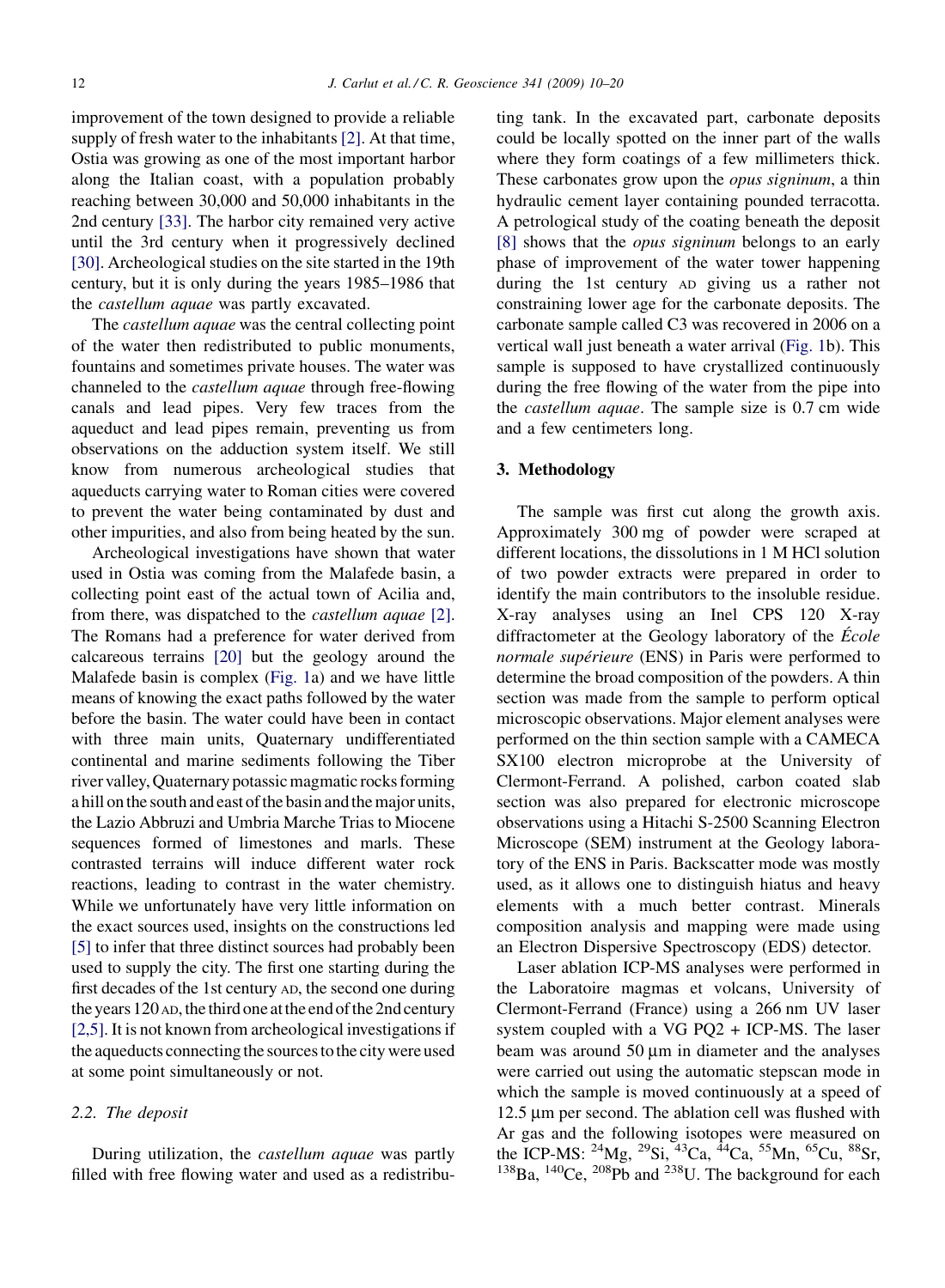improvement of the town designed to provide a reliable supply of fresh water to the inhabitants [2]. At that time, Ostia was growing as one of the most important harbor along the Italian coast, with a population probably reaching between 30,000 and 50,000 inhabitants in the 2nd century [33]. The harbor city remained very active until the 3rd century when it progressively declined [30]. Archeological studies on the site started in the 19th century, but it is only during the years 1985–1986 that the *castellum aquae* was partly excavated.

The *castellum aquae* was the central collecting point of the water then redistributed to public monuments, fountains and sometimes private houses. The water was channeled to the *castellum aquae* through free-flowing canals and lead pipes. Very few traces from the aqueduct and lead pipes remain, preventing us from observations on the adduction system itself. We still know from numerous archeological studies that aqueducts carrying water to Roman cities were covered to prevent the water being contaminated by dust and other impurities, and also from being heated by the sun.

Archeological investigations have shown that water used in Ostia was coming from the Malafede basin, a collecting point east of the actual town of Acilia and, from there, was dispatched to the *castellum aquae* [2]. The Romans had a preference for water derived from calcareous terrains [20] but the geology around the Malafede basin is complex (Fig. 1a) and we have little means of knowing the exact paths followed by the water before the basin. The water could have been in contact with three main units, Quaternary undifferentiated continental and marine sediments following the Tiber river valley, Quaternary potassic magmatic rocks forming a hill on the south and east of the basin and the major units, the Lazio Abbruzi and Umbria Marche Trias to Miocene sequences formed of limestones and marls. These contrasted terrains will induce different water rock reactions, leading to contrast in the water chemistry. While we unfortunately have very little information on the exact sources used, insights on the constructions led [5] to infer that three distinct sources had probably been used to supply the city. The first one starting during the first decades of the 1st century AD, the second one during the years 120 AD, the third one at the end of the 2nd century [2,5]. It is not known from archeological investigations if the aqueducts connecting the sources to the city were used at some point simultaneously or not.

### 2.2. The deposit

During utilization, the *castellum aquae* was partly filled with free flowing water and used as a redistributing tank. In the excavated part, carbonate deposits could be locally spotted on the inner part of the walls where they form coatings of a few millimeters thick. These carbonates grow upon the *opus signinum*, a thin hydraulic cement layer containing pounded terracotta. A petrological study of the coating beneath the deposit [8] shows that the *opus signinum* belongs to an early phase of improvement of the water tower happening during the 1st century AD giving us a rather not constraining lower age for the carbonate deposits. The carbonate sample called C3 was recovered in 2006 on a vertical wall just beneath a water arrival (Fig. 1b). This sample is supposed to have crystallized continuously during the free flowing of the water from the pipe into the *castellum aquae*. The sample size is 0.7 cm wide and a few centimeters long.

## 3. Methodology

The sample was first cut along the growth axis. Approximately 300 mg of powder were scraped at different locations, the dissolutions in 1 M HCl solution of two powder extracts were prepared in order to identify the main contributors to the insoluble residue. X-ray analyses using an Inel CPS 120 X-ray diffractometer at the Geology laboratory of the *École normale supérieure* (ENS) in Paris were performed to determine the broad composition of the powders. A thin section was made from the sample to perform optical microscopic observations. Major element analyses were performed on the thin section sample with a CAMECA SX100 electron microprobe at the University of Clermont-Ferrand. A polished, carbon coated slab section was also prepared for electronic microscope observations using a Hitachi S-2500 Scanning Electron Microscope (SEM) instrument at the Geology laboratory of the ENS in Paris. Backscatter mode was mostly used, as it allows one to distinguish hiatus and heavy elements with a much better contrast. Minerals composition analysis and mapping were made using an Electron Dispersive Spectroscopy (EDS) detector.

Laser ablation ICP-MS analyses were performed in the Laboratoire magmas et volcans, University of Clermont-Ferrand (France) using a 266 nm UV laser system coupled with a VG PQ2 + ICP-MS. The laser beam was around 50 μm in diameter and the analyses were carried out using the automatic stepscan mode in which the sample is moved continuously at a speed of 12.5 μm per second. The ablation cell was flushed with Ar gas and the following isotopes were measured on the ICP-MS: $^{24}$Mg, $^{29}$Si, $^{43}$Ca, $^{44}$Ca, $^{55}$Mn, $^{65}$Cu, $^{88}$Sr, $^{138}$Ba, $^{140}$Ce, $^{208}$Pb and $^{238}$U. The background for each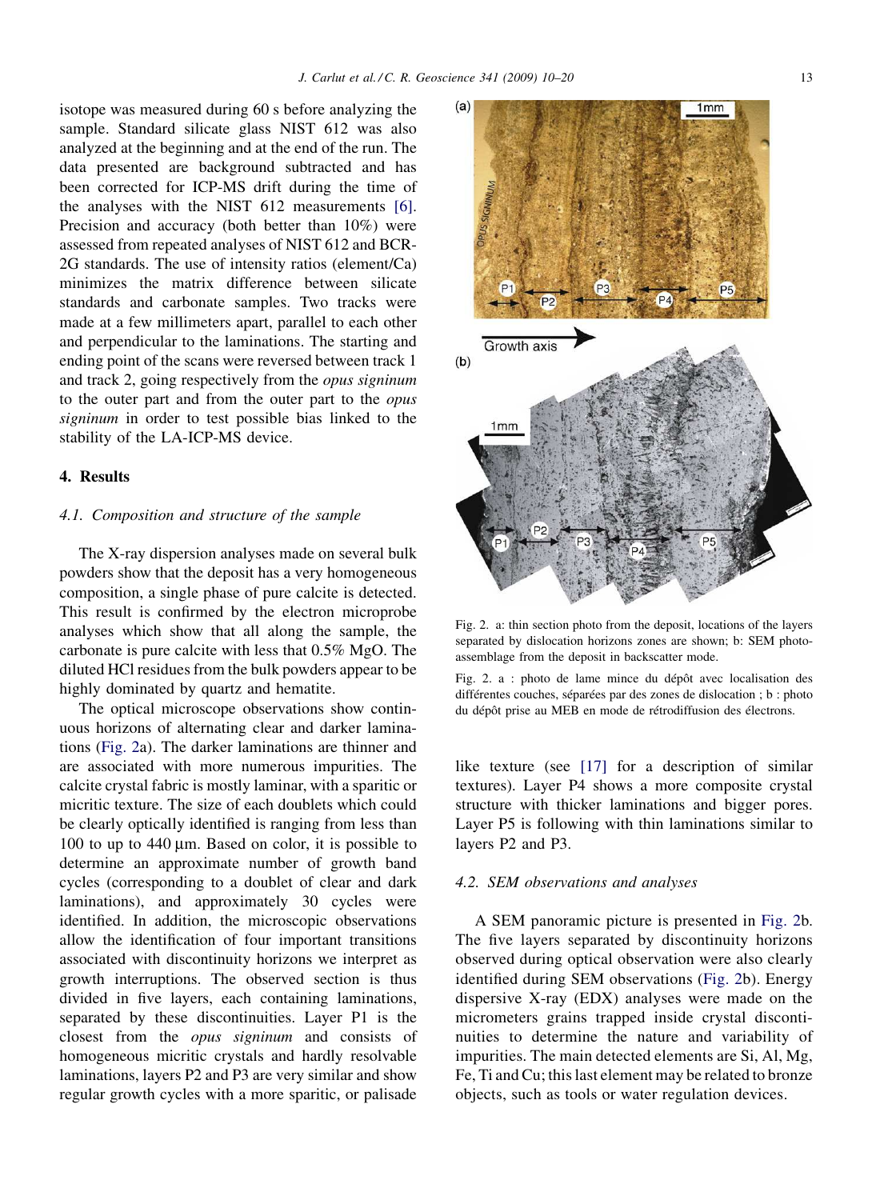isotope was measured during 60 s before analyzing the sample. Standard silicate glass NIST 612 was also analyzed at the beginning and at the end of the run. The data presented are background subtracted and has been corrected for ICP-MS drift during the time of the analyses with the NIST 612 measurements [6]. Precision and accuracy (both better than 10%) were assessed from repeated analyses of NIST 612 and BCR-2G standards. The use of intensity ratios (element/Ca) minimizes the matrix difference between silicate standards and carbonate samples. Two tracks were made at a few millimeters apart, parallel to each other and perpendicular to the laminations. The starting and ending point of the scans were reversed between track 1 and track 2, going respectively from the *opus signinum* to the outer part and from the outer part to the *opus signinum* in order to test possible bias linked to the stability of the LA-ICP-MS device.

## 4. Results

### 4.1. Composition and structure of the sample

The X-ray dispersion analyses made on several bulk powders show that the deposit has a very homogeneous composition, a single phase of pure calcite is detected. This result is confirmed by the electron microprobe analyses which show that all along the sample, the carbonate is pure calcite with less that 0.5% MgO. The diluted HCl residues from the bulk powders appear to be highly dominated by quartz and hematite.

The optical microscope observations show continuous horizons of alternating clear and darker laminations (Fig. 2a). The darker laminations are thinner and are associated with more numerous impurities. The calcite crystal fabric is mostly laminar, with a sparitic or micritic texture. The size of each doublets which could be clearly optically identified is ranging from less than 100 to up to 440 μm. Based on color, it is possible to determine an approximate number of growth band cycles (corresponding to a doublet of clear and dark laminations), and approximately 30 cycles were identified. In addition, the microscopic observations allow the identification of four important transitions associated with discontinuity horizons we interpret as growth interruptions. The observed section is thus divided in five layers, each containing laminations, separated by these discontinuities. Layer P1 is the closest from the *opus signinum* and consists of homogeneous micritic crystals and hardly resolvable laminations, layers P2 and P3 are very similar and show regular growth cycles with a more sparitic, or palisade like texture (see [17] for a description of similar textures). Layer P4 shows a more composite crystal structure with thicker laminations and bigger pores. Layer P5 is following with thin laminations similar to layers P2 and P3.

Fig. 2. a: thin section photo from the deposit, locations of the layers separated by dislocation horizons zones are shown; b: SEM photo-assemblage from the deposit in backscatter mode.

Fig. 2. a : photo de lame mince du dépôt avec localisation des différentes couches, séparées par des zones de dislocation ; b : photo du dépôt prise au MEB en mode de rétrodiffusion des électrons.

### 4.2. SEM observations and analyses

A SEM panoramic picture is presented in Fig. 2b. The five layers separated by discontinuity horizons observed during optical observation were also clearly identified during SEM observations (Fig. 2b). Energy dispersive X-ray (EDX) analyses were made on the micrometers grains trapped inside crystal discontinuities to determine the nature and variability of impurities. The main detected elements are Si, Al, Mg, Fe, Ti and Cu; this last element may be related to bronze objects, such as tools or water regulation devices.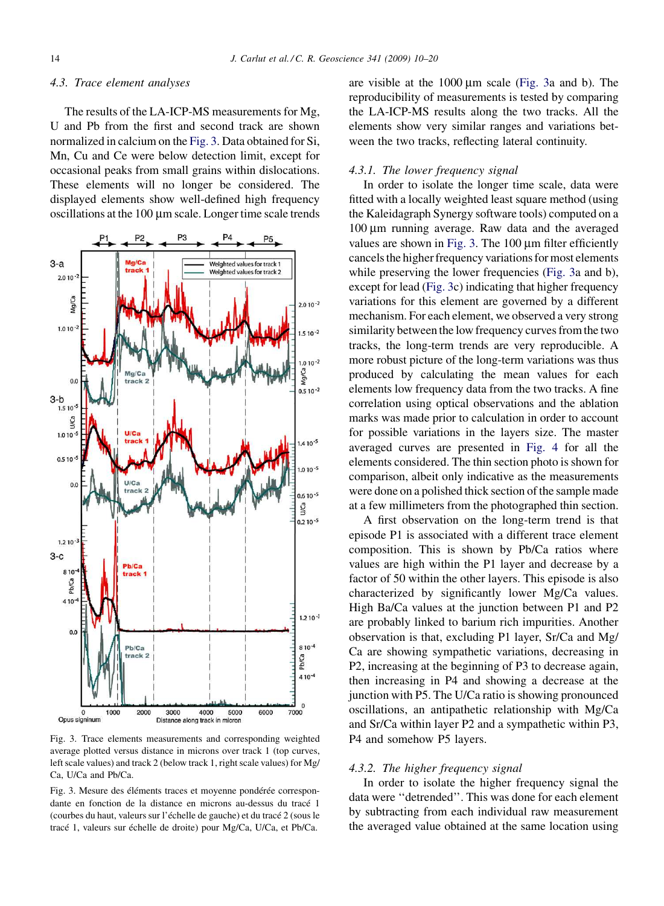### 4.3. Trace element analyses

The results of the LA-ICP-MS measurements for Mg, U and Pb from the first and second track are shown normalized in calcium on the Fig. 3. Data obtained for Si, Mn, Cu and Ce were below detection limit, except for occasional peaks from small grains within dislocations. These elements will no longer be considered. The displayed elements show well-defined high frequency oscillations at the 100 μm scale. Longer time scale trends are visible at the 1000 μm scale (Fig. 3a and b). The reproducibility of measurements is tested by comparing the LA-ICP-MS results along the two tracks. All the elements show very similar ranges and variations between the two tracks, reflecting lateral continuity.

Fig. 3. Trace elements measurements and corresponding weighted average plotted versus distance in microns over track 1 (top curves, left scale values) and track 2 (below track 1, right scale values) for Mg/Ca, U/Ca and Pb/Ca.

Fig. 3. Mesure des éléments traces et moyenne pondérée correspondante en fonction de la distance en microns au-dessus du tracé 1 (courbes du haut, valeurs sur l'échelle de gauche) et du tracé 2 (sous le tracé 1, valeurs sur échelle de droite) pour Mg/Ca, U/Ca, et Pb/Ca.

#### 4.3.1. The lower frequency signal

In order to isolate the longer time scale, data were fitted with a locally weighted least square method (using the Kaleidagraph Synergy software tools) computed on a 100 μm running average. Raw data and the averaged values are shown in Fig. 3. The 100 μm filter efficiently cancels the higher frequency variations for most elements while preserving the lower frequencies (Fig. 3a and b), except for lead (Fig. 3c) indicating that higher frequency variations for this element are governed by a different mechanism. For each element, we observed a very strong similarity between the low frequency curves from the two tracks, the long-term trends are very reproducible. A more robust picture of the long-term variations was thus produced by calculating the mean values for each elements low frequency data from the two tracks. A fine correlation using optical observations and the ablation marks was made prior to calculation in order to account for possible variations in the layers size. The master averaged curves are presented in Fig. 4 for all the elements considered. The thin section photo is shown for comparison, albeit only indicative as the measurements were done on a polished thick section of the sample made at a few millimeters from the photographed thin section.

A first observation on the long-term trend is that episode P1 is associated with a different trace element composition. This is shown by Pb/Ca ratios where values are high within the P1 layer and decrease by a factor of 50 within the other layers. This episode is also characterized by significantly lower Mg/Ca values. High Ba/Ca values at the junction between P1 and P2 are probably linked to barium rich impurities. Another observation is that, excluding P1 layer, Sr/Ca and Mg/Ca are showing sympathetic variations, decreasing in P2, increasing at the beginning of P3 to decrease again, then increasing in P4 and showing a decrease at the junction with P5. The U/Ca ratio is showing pronounced oscillations, an antipathetic relationship with Mg/Ca and Sr/Ca within layer P2 and a sympathetic within P3, P4 and somehow P5 layers.

#### 4.3.2. The higher frequency signal

In order to isolate the higher frequency signal the data were "detrended". This was done for each element by subtracting from each individual raw measurement the averaged value obtained at the same location using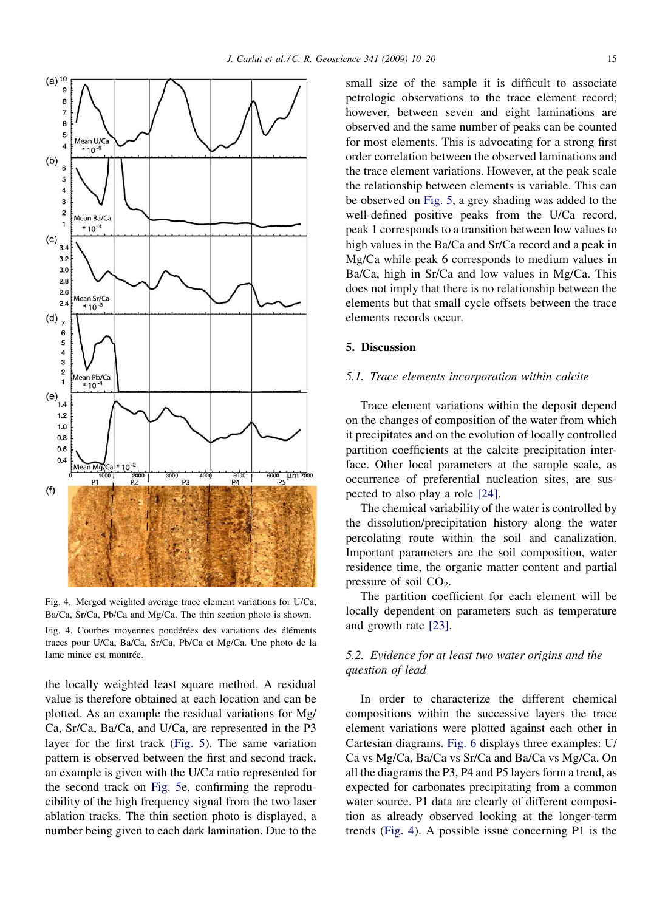Fig. 4. Merged weighted average trace element variations for U/Ca, Ba/Ca, Sr/Ca, Pb/Ca and Mg/Ca. The thin section photo is shown.

Fig. 4. Courbes moyennes pondérées des variations des éléments traces pour U/Ca, Ba/Ca, Sr/Ca, Pb/Ca et Mg/Ca. Une photo de la lame mince est montrée.

the locally weighted least square method. A residual value is therefore obtained at each location and can be plotted. As an example the residual variations for Mg/Ca, Sr/Ca, Ba/Ca, and U/Ca, are represented in the P3 layer for the first track (Fig. 5). The same variation pattern is observed between the first and second track, an example is given with the U/Ca ratio represented for the second track on Fig. 5e, confirming the reproducibility of the high frequency signal from the two laser ablation tracks. The thin section photo is displayed, a number being given to each dark lamination. Due to the small size of the sample it is difficult to associate petrologic observations to the trace element record; however, between seven and eight laminations are observed and the same number of peaks can be counted for most elements. This is advocating for a strong first order correlation between the observed laminations and the trace element variations. However, at the peak scale the relationship between elements is variable. This can be observed on Fig. 5, a grey shading was added to the well-defined positive peaks from the U/Ca record, peak 1 corresponds to a transition between low values to high values in the Ba/Ca and Sr/Ca record and a peak in Mg/Ca while peak 6 corresponds to medium values in Ba/Ca, high in Sr/Ca and low values in Mg/Ca. This does not imply that there is no relationship between the elements but that small cycle offsets between the trace elements records occur.

## 5. Discussion

### *5.1. Trace elements incorporation within calcite*

Trace element variations within the deposit depend on the changes of composition of the water from which it precipitates and on the evolution of locally controlled partition coefficients at the calcite precipitation interface. Other local parameters at the sample scale, as occurrence of preferential nucleation sites, are suspected to also play a role [24].

The chemical variability of the water is controlled by the dissolution/precipitation history along the water percolating route within the soil and canalization. Important parameters are the soil composition, water residence time, the organic matter content and partial pressure of soil $CO_2$.

The partition coefficient for each element will be locally dependent on parameters such as temperature and growth rate [23].

### *5.2. Evidence for at least two water origins and the question of lead*

In order to characterize the different chemical compositions within the successive layers the trace element variations were plotted against each other in Cartesian diagrams. Fig. 6 displays three examples: U/Ca vs Mg/Ca, Ba/Ca vs Sr/Ca and Ba/Ca vs Mg/Ca. On all the diagrams the P3, P4 and P5 layers form a trend, as expected for carbonates precipitating from a common water source. P1 data are clearly of different composition as already observed looking at the longer-term trends (Fig. 4). A possible issue concerning P1 is the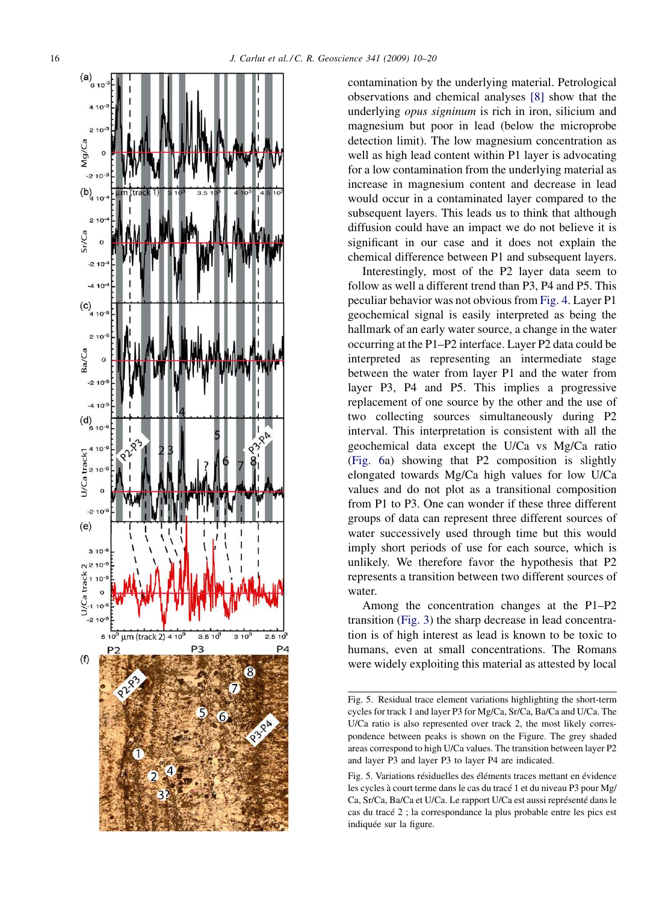contamination by the underlying material. Petrological observations and chemical analyses [8] show that the underlying *opus signinum* is rich in iron, silicium and magnesium but poor in lead (below the microprobe detection limit). The low magnesium concentration as well as high lead content within P1 layer is advocating for a low contamination from the underlying material as increase in magnesium content and decrease in lead would occur in a contaminated layer compared to the subsequent layers. This leads us to think that although diffusion could have an impact we do not believe it is significant in our case and it does not explain the chemical difference between P1 and subsequent layers.

Interestingly, most of the P2 layer data seem to follow as well a different trend than P3, P4 and P5. This peculiar behavior was not obvious from Fig. 4. Layer P1 geochemical signal is easily interpreted as being the hallmark of an early water source, a change in the water occurring at the P1–P2 interface. Layer P2 data could be interpreted as representing an intermediate stage between the water from layer P1 and the water from layer P3, P4 and P5. This implies a progressive replacement of one source by the other and the use of two collecting sources simultaneously during P2 interval. This interpretation is consistent with all the geochemical data except the U/Ca vs Mg/Ca ratio (Fig. 6a) showing that P2 composition is slightly elongated towards Mg/Ca high values for low U/Ca values and do not plot as a transitional composition from P1 to P3. One can wonder if these three different groups of data can represent three different sources of water successively used through time but this would imply short periods of use for each source, which is unlikely. We therefore favor the hypothesis that P2 represents a transition between two different sources of water.

Among the concentration changes at the P1–P2 transition (Fig. 3) the sharp decrease in lead concentration is of high interest as lead is known to be toxic to humans, even at small concentrations. The Romans were widely exploiting this material as attested by local

Fig. 5. Residual trace element variations highlighting the short-term cycles for track 1 and layer P3 for Mg/Ca, Sr/Ca, Ba/Ca and U/Ca. The U/Ca ratio is also represented over track 2, the most likely correspondence between peaks is shown on the Figure. The grey shaded areas correspond to high U/Ca values. The transition between layer P2 and layer P3 and layer P3 to layer P4 are indicated.

Fig. 5. Variations résiduelles des éléments traces mettant en évidence les cycles à court terme dans le cas du tracé 1 et du niveau P3 pour Mg/Ca, Sr/Ca, Ba/Ca et U/Ca. Le rapport U/Ca est aussi représenté dans le cas du tracé 2 ; la correspondance la plus probable entre les pics est indiquée sur la figure.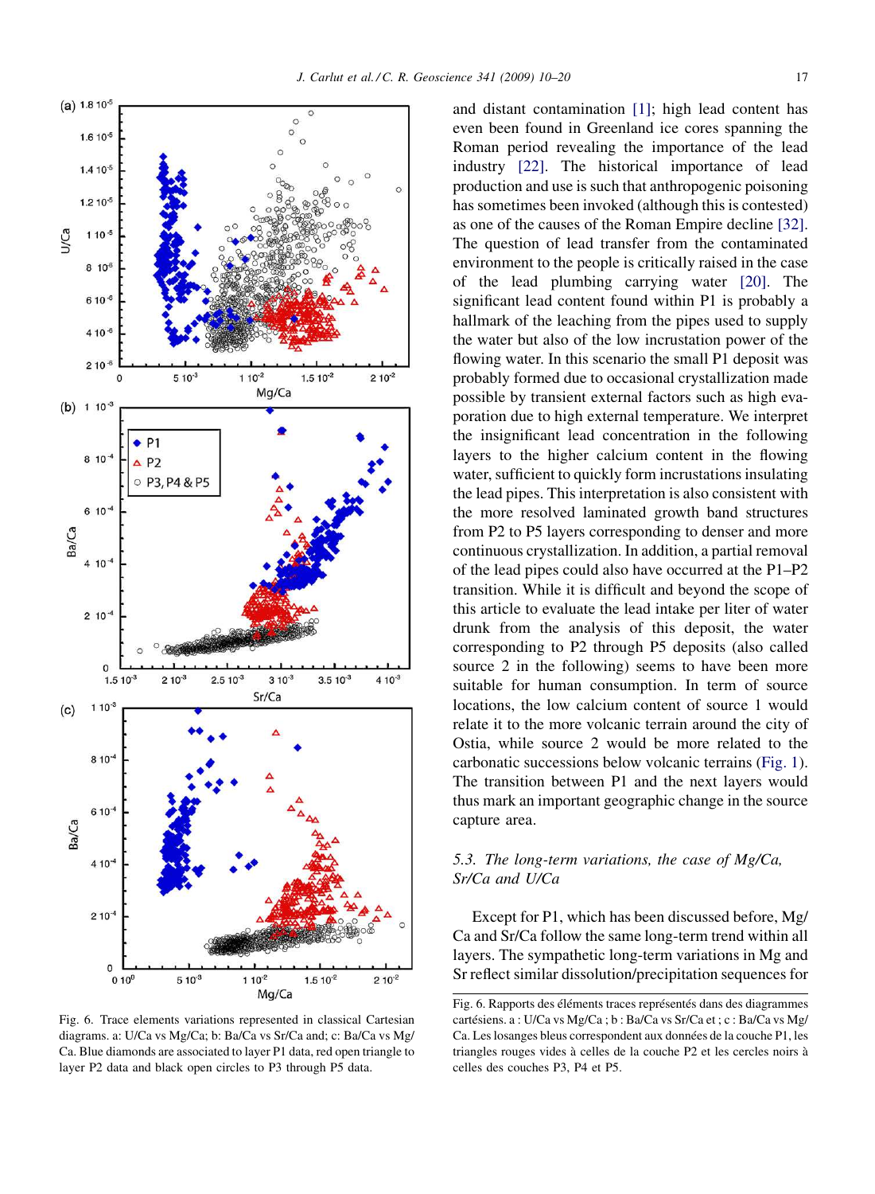and distant contamination [1]; high lead content has even been found in Greenland ice cores spanning the Roman period revealing the importance of the lead industry [22]. The historical importance of lead production and use is such that anthropogenic poisoning has sometimes been invoked (although this is contested) as one of the causes of the Roman Empire decline [32]. The question of lead transfer from the contaminated environment to the people is critically raised in the case of the lead plumbing carrying water [20]. The significant lead content found within P1 is probably a hallmark of the leaching from the pipes used to supply the water but also of the low incrustation power of the flowing water. In this scenario the small P1 deposit was probably formed due to occasional crystallization made possible by transient external factors such as high evaporation due to high external temperature. We interpret the insignificant lead concentration in the following layers to the higher calcium content in the flowing water, sufficient to quickly form incrustations insulating the lead pipes. This interpretation is also consistent with the more resolved laminated growth band structures from P2 to P5 layers corresponding to denser and more continuous crystallization. In addition, a partial removal of the lead pipes could also have occurred at the P1–P2 transition. While it is difficult and beyond the scope of this article to evaluate the lead intake per liter of water drunk from the analysis of this deposit, the water corresponding to P2 through P5 deposits (also called source 2 in the following) seems to have been more suitable for human consumption. In term of source locations, the low calcium content of source 1 would relate it to the more volcanic terrain around the city of Ostia, while source 2 would be more related to the carbonatic successions below volcanic terrains (Fig. 1). The transition between P1 and the next layers would thus mark an important geographic change in the source capture area.

### 5.3. The long-term variations, the case of Mg/Ca, Sr/Ca and U/Ca

Except for P1, which has been discussed before, Mg/Ca and Sr/Ca follow the same long-term trend within all layers. The sympathetic long-term variations in Mg and Sr reflect similar dissolution/precipitation sequences for

Fig. 6. Trace elements variations represented in classical Cartesian diagrams. a: U/Ca vs Mg/Ca; b: Ba/Ca vs Sr/Ca and; c: Ba/Ca vs Mg/Ca. Blue diamonds are associated to layer P1 data, red open triangle to layer P2 data and black open circles to P3 through P5 data.

Fig. 6. Rapports des éléments traces représentés dans des diagrammes cartésiens. a : U/Ca vs Mg/Ca ; b : Ba/Ca vs Sr/Ca et ; c : Ba/Ca vs Mg/Ca. Les losanges bleus correspondent aux données de la couche P1, les triangles rouges vides à celles de la couche P2 et les cercles noirs à celles des couches P3, P4 et P5.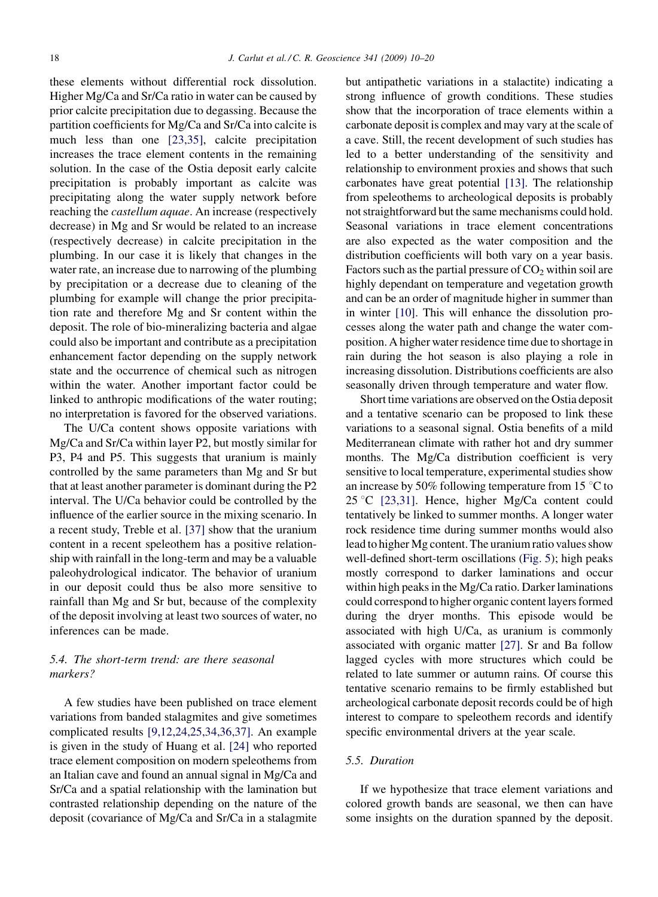these elements without differential rock dissolution. Higher Mg/Ca and Sr/Ca ratio in water can be caused by prior calcite precipitation due to degassing. Because the partition coefficients for Mg/Ca and Sr/Ca into calcite is much less than one [23,35], calcite precipitation increases the trace element contents in the remaining solution. In the case of the Ostia deposit early calcite precipitation is probably important as calcite was precipitating along the water supply network before reaching the *castellum aquae*. An increase (respectively decrease) in Mg and Sr would be related to an increase (respectively decrease) in calcite precipitation in the plumbing. In our case it is likely that changes in the water rate, an increase due to narrowing of the plumbing by precipitation or a decrease due to cleaning of the plumbing for example will change the prior precipitation rate and therefore Mg and Sr content within the deposit. The role of bio-mineralizing bacteria and algae could also be important and contribute as a precipitation enhancement factor depending on the supply network state and the occurrence of chemical such as nitrogen within the water. Another important factor could be linked to anthropic modifications of the water routing; no interpretation is favored for the observed variations.

The U/Ca content shows opposite variations with Mg/Ca and Sr/Ca within layer P2, but mostly similar for P3, P4 and P5. This suggests that uranium is mainly controlled by the same parameters than Mg and Sr but that at least another parameter is dominant during the P2 interval. The U/Ca behavior could be controlled by the influence of the earlier source in the mixing scenario. In a recent study, Treble et al. [37] show that the uranium content in a recent speleothem has a positive relationship with rainfall in the long-term and may be a valuable paleohydrological indicator. The behavior of uranium in our deposit could thus be also more sensitive to rainfall than Mg and Sr but, because of the complexity of the deposit involving at least two sources of water, no inferences can be made.

### 5.4. The short-term trend: are there seasonal markers?

A few studies have been published on trace element variations from banded stalagmites and give sometimes complicated results [9,12,24,25,34,36,37]. An example is given in the study of Huang et al. [24] who reported trace element composition on modern speleothems from an Italian cave and found an annual signal in Mg/Ca and Sr/Ca and a spatial relationship with the lamination but contrasted relationship depending on the nature of the deposit (covariance of Mg/Ca and Sr/Ca in a stalagmite but antipathetic variations in a stalactite) indicating a strong influence of growth conditions. These studies show that the incorporation of trace elements within a carbonate deposit is complex and may vary at the scale of a cave. Still, the recent development of such studies has led to a better understanding of the sensitivity and relationship to environment proxies and shows that such carbonates have great potential [13]. The relationship from speleothems to archeological deposits is probably not straightforward but the same mechanisms could hold. Seasonal variations in trace element concentrations are also expected as the water composition and the distribution coefficients will both vary on a year basis. Factors such as the partial pressure of $CO_2$ within soil are highly dependant on temperature and vegetation growth and can be an order of magnitude higher in summer than in winter [10]. This will enhance the dissolution processes along the water path and change the water composition. A higher water residence time due to shortage in rain during the hot season is also playing a role in increasing dissolution. Distributions coefficients are also seasonally driven through temperature and water flow.

Short time variations are observed on the Ostia deposit and a tentative scenario can be proposed to link these variations to a seasonal signal. Ostia benefits of a mild Mediterranean climate with rather hot and dry summer months. The Mg/Ca distribution coefficient is very sensitive to local temperature, experimental studies show an increase by 50% following temperature from 15 °C to 25 °C [23,31]. Hence, higher Mg/Ca content could tentatively be linked to summer months. A longer water rock residence time during summer months would also lead to higher Mg content. The uranium ratio values show well-defined short-term oscillations (Fig. 5); high peaks mostly correspond to darker laminations and occur within high peaks in the Mg/Ca ratio. Darker laminations could correspond to higher organic content layers formed during the dryer months. This episode would be associated with high U/Ca, as uranium is commonly associated with organic matter [27]. Sr and Ba follow lagged cycles with more structures which could be related to late summer or autumn rains. Of course this tentative scenario remains to be firmly established but archeological carbonate deposit records could be of high interest to compare to speleothem records and identify specific environmental drivers at the year scale.

### 5.5. Duration

If we hypothesize that trace element variations and colored growth bands are seasonal, we then can have some insights on the duration spanned by the deposit.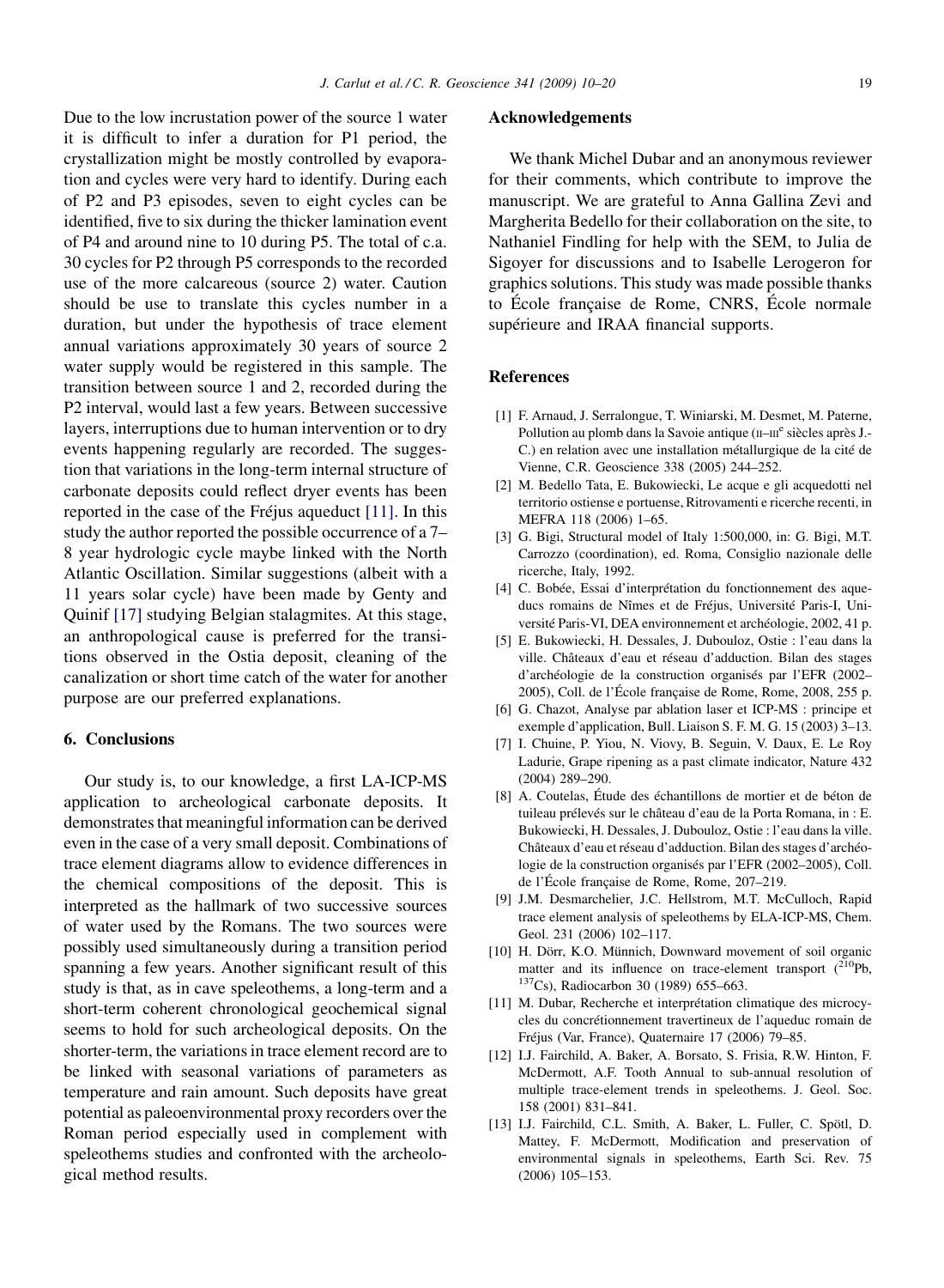Due to the low incrustation power of the source 1 water it is difficult to infer a duration for P1 period, the crystallization might be mostly controlled by evaporation and cycles were very hard to identify. During each of P2 and P3 episodes, seven to eight cycles can be identified, five to six during the thicker lamination event of P4 and around nine to 10 during P5. The total of c.a. 30 cycles for P2 through P5 corresponds to the recorded use of the more calcareous (source 2) water. Caution should be use to translate this cycles number in a duration, but under the hypothesis of trace element annual variations approximately 30 years of source 2 water supply would be registered in this sample. The transition between source 1 and 2, recorded during the P2 interval, would last a few years. Between successive layers, interruptions due to human intervention or to dry events happening regularly are recorded. The suggestion that variations in the long-term internal structure of carbonate deposits could reflect dryer events has been reported in the case of the Fréjus aqueduct [11]. In this study the author reported the possible occurrence of a 7–8 year hydrologic cycle maybe linked with the North Atlantic Oscillation. Similar suggestions (albeit with a 11 years solar cycle) have been made by Genty and Quinif [17] studying Belgian stalagmites. At this stage, an anthropological cause is preferred for the transitions observed in the Ostia deposit, cleaning of the canalization or short time catch of the water for another purpose are our preferred explanations.

## 6. Conclusions

Our study is, to our knowledge, a first LA-ICP-MS application to archeological carbonate deposits. It demonstrates that meaningful information can be derived even in the case of a very small deposit. Combinations of trace element diagrams allow to evidence differences in the chemical compositions of the deposit. This is interpreted as the hallmark of two successive sources of water used by the Romans. The two sources were possibly used simultaneously during a transition period spanning a few years. Another significant result of this study is that, as in cave speleothems, a long-term and a short-term coherent chronological geochemical signal seems to hold for such archeological deposits. On the shorter-term, the variations in trace element record are to be linked with seasonal variations of parameters as temperature and rain amount. Such deposits have great potential as paleoenvironmental proxy recorders over the Roman period especially used in complement with speleothems studies and confronted with the archeological method results.

## Acknowledgements

We thank Michel Dubar and an anonymous reviewer for their comments, which contribute to improve the manuscript. We are grateful to Anna Gallina Zevi and Margherita Bedello for their collaboration on the site, to Nathaniel Findling for help with the SEM, to Julia de Sigoyer for discussions and to Isabelle Lerogeron for graphics solutions. This study was made possible thanks to École française de Rome, CNRS, École normale supérieure and IRAA financial supports.

## References

[1] F. Arnaud, J. Serralongue, T. Winiarski, M. Desmet, M. Paterne, Pollution au plomb dans la Savoie antique (II–III$^{e}$ siècles après J.-C.) en relation avec une installation métallurgique de la cité de Vienne, C.R. Geoscience 338 (2005) 244–252.

[2] M. Bedello Tata, E. Bukowiecki, Le acque e gli acquedotti nel territorio ostiense e portuense, Ritrovamenti e ricerche recenti, in MEFRA 118 (2006) 1–65.

[3] G. Bigi, Structural model of Italy 1:500,000, in: G. Bigi, M.T. Carrozzo (coordination), ed. Roma, Consiglio nazionale delle ricerche, Italy, 1992.

[4] C. Bobée, Essai d'interprétation du fonctionnement des aqueducs romains de Nîmes et de Fréjus, Université Paris-I, Université Paris-VI, DEA environnement et archéologie, 2002, 41 p.

[5] E. Bukowiecki, H. Dessales, J. Dubouloz, Ostie : l'eau dans la ville. Châteaux d'eau et réseau d'adduction. Bilan des stages d'archéologie de la construction organisés par l'EFR (2002–2005), Coll. de l'École française de Rome, Rome, 2008, 255 p.

[6] G. Chazot, Analyse par ablation laser et ICP-MS : principe et exemple d'application, Bull. Liaison S. F. M. G. 15 (2003) 3–13.

[7] I. Chuine, P. Yiou, N. Viovy, B. Seguin, V. Daux, E. Le Roy Ladurie, Grape ripening as a past climate indicator, Nature 432 (2004) 289–290.

[8] A. Coutelas, Étude des échantillons de mortier et de béton de tuileau prélevés sur le château d'eau de la Porta Romana, in : E. Bukowiecki, H. Dessales, J. Dubouloz, Ostie : l'eau dans la ville. Châteaux d'eau et réseau d'adduction. Bilan des stages d'archéologie de la construction organisés par l'EFR (2002–2005), Coll. de l'École française de Rome, Rome, 207–219.

[9] J.M. Desmarchelier, J.C. Hellstrom, M.T. McCulloch, Rapid trace element analysis of speleothems by ELA-ICP-MS, Chem. Geol. 231 (2006) 102–117.

[10] H. Dörr, K.O. Münnich, Downward movement of soil organic matter and its influence on trace-element transport ($^{210}$Pb, $^{137}$Cs), Radiocarbon 30 (1989) 655–663.

[11] M. Dubar, Recherche et interprétation climatique des microcycles du concrétionnement travertineux de l'aqueduc romain de Fréjus (Var, France), Quaternaire 17 (2006) 79–85.

[12] I.J. Fairchild, A. Baker, A. Borsato, S. Frisia, R.W. Hinton, F. McDermott, A.F. Tooth Annual to sub-annual resolution of multiple trace-element trends in speleothems. J. Geol. Soc. 158 (2001) 831–841.

[13] I.J. Fairchild, C.L. Smith, A. Baker, L. Fuller, C. Spötl, D. Mattey, F. McDermott, Modification and preservation of environmental signals in speleothems, Earth Sci. Rev. 75 (2006) 105–153.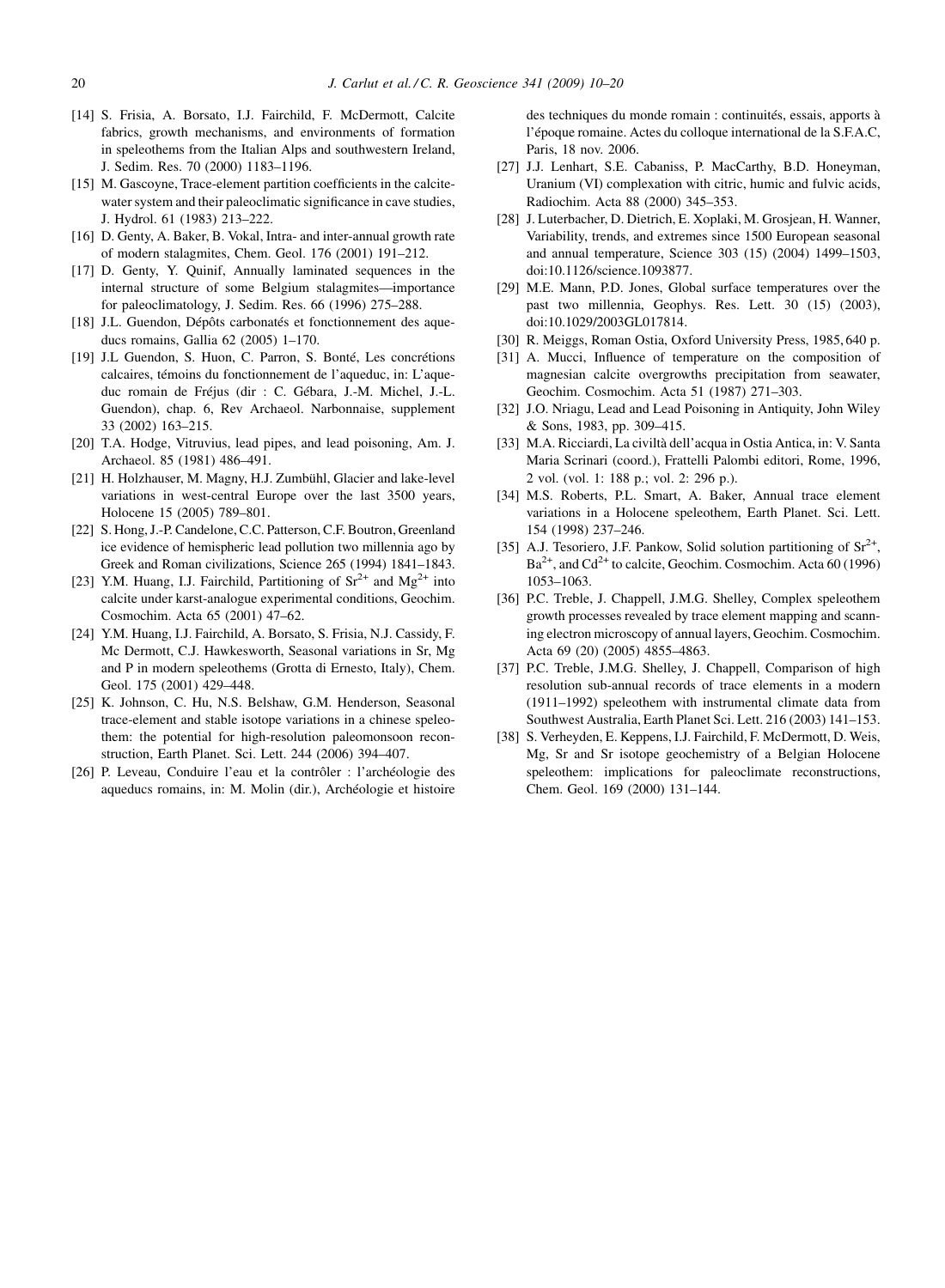[14] S. Frisia, A. Borsato, I.J. Fairchild, F. McDermott, Calcite fabrics, growth mechanisms, and environments of formation in speleothems from the Italian Alps and southwestern Ireland, J. Sedim. Res. 70 (2000) 1183–1196.

[15] M. Gascoyne, Trace-element partition coefficients in the calcite-water system and their paleoclimatic significance in cave studies, J. Hydrol. 61 (1983) 213–222.

[16] D. Genty, A. Baker, B. Vokal, Intra- and inter-annual growth rate of modern stalagmites, Chem. Geol. 176 (2001) 191–212.

[17] D. Genty, Y. Quinif, Annually laminated sequences in the internal structure of some Belgium stalagmites—importance for paleoclimatology, J. Sedim. Res. 66 (1996) 275–288.

[18] J.L. Guendon, Dépôts carbonatés et fonctionnement des aqueducs romains, Gallia 62 (2005) 1–170.

[19] J.L Guendon, S. Huon, C. Parron, S. Bonté, Les concrétions calcaires, témoins du fonctionnement de l'aqueduc, in: L'aqueduc romain de Fréjus (dir : C. Gébara, J.-M. Michel, J.-L. Guendon), chap. 6, Rev Archaeol. Narbonnaise, supplement 33 (2002) 163–215.

[20] T.A. Hodge, Vitruvius, lead pipes, and lead poisoning, Am. J. Archaeol. 85 (1981) 486–491.

[21] H. Holzhauser, M. Magny, H.J. Zumbühl, Glacier and lake-level variations in west-central Europe over the last 3500 years, Holocene 15 (2005) 789–801.

[22] S. Hong, J.-P. Candelone, C.C. Patterson, C.F. Boutron, Greenland ice evidence of hemispheric lead pollution two millennia ago by Greek and Roman civilizations, Science 265 (1994) 1841–1843.

[23] Y.M. Huang, I.J. Fairchild, Partitioning of $Sr^{2+}$ and $Mg^{2+}$ into calcite under karst-analogue experimental conditions, Geochim. Cosmochim. Acta 65 (2001) 47–62.

[24] Y.M. Huang, I.J. Fairchild, A. Borsato, S. Frisia, N.J. Cassidy, F. Mc Dermott, C.J. Hawkesworth, Seasonal variations in Sr, Mg and P in modern speleothems (Grotta di Ernesto, Italy), Chem. Geol. 175 (2001) 429–448.

[25] K. Johnson, C. Hu, N.S. Belshaw, G.M. Henderson, Seasonal trace-element and stable isotope variations in a chinese speleothem: the potential for high-resolution paleomonsoon reconstruction, Earth Planet. Sci. Lett. 244 (2006) 394–407.

[26] P. Leveau, Conduire l'eau et la contrôler : l'archéologie des aqueducs romains, in: M. Molin (dir.), Archéologie et histoire des techniques du monde romain : continuités, essais, apports à l'époque romaine. Actes du colloque international de la S.F.A.C, Paris, 18 nov. 2006.

[27] J.J. Lenhart, S.E. Cabaniss, P. MacCarthy, B.D. Honeyman, Uranium (VI) complexation with citric, humic and fulvic acids, Radiochim. Acta 88 (2000) 345–353.

[28] J. Luterbacher, D. Dietrich, E. Xoplaki, M. Grosjean, H. Wanner, Variability, trends, and extremes since 1500 European seasonal and annual temperature, Science 303 (15) (2004) 1499–1503, doi:10.1126/science.1093877.

[29] M.E. Mann, P.D. Jones, Global surface temperatures over the past two millennia, Geophys. Res. Lett. 30 (15) (2003), doi:10.1029/2003GL017814.

[30] R. Meiggs, Roman Ostia, Oxford University Press, 1985, 640 p.

[31] A. Mucci, Influence of temperature on the composition of magnesian calcite overgrowths precipitation from seawater, Geochim. Cosmochim. Acta 51 (1987) 271–303.

[32] J.O. Nriagu, Lead and Lead Poisoning in Antiquity, John Wiley & Sons, 1983, pp. 309–415.

[33] M.A. Ricciardi, La civiltà dell'acqua in Ostia Antica, in: V. Santa Maria Scrinari (coord.), Frattelli Palombi editori, Rome, 1996, 2 vol. (vol. 1: 188 p.; vol. 2: 296 p.).

[34] M.S. Roberts, P.L. Smart, A. Baker, Annual trace element variations in a Holocene speleothem, Earth Planet. Sci. Lett. 154 (1998) 237–246.

[35] A.J. Tesoriero, J.F. Pankow, Solid solution partitioning of $Sr^{2+}$, $Ba^{2+}$, and $Cd^{2+}$ to calcite, Geochim. Cosmochim. Acta 60 (1996) 1053–1063.

[36] P.C. Treble, J. Chappell, J.M.G. Shelley, Complex speleothem growth processes revealed by trace element mapping and scanning electron microscopy of annual layers, Geochim. Cosmochim. Acta 69 (20) (2005) 4855–4863.

[37] P.C. Treble, J.M.G. Shelley, J. Chappell, Comparison of high resolution sub-annual records of trace elements in a modern (1911–1992) speleothem with instrumental climate data from Southwest Australia, Earth Planet Sci. Lett. 216 (2003) 141–153.

[38] S. Verheyden, E. Keppens, I.J. Fairchild, F. McDermott, D. Weis, Mg, Sr and Sr isotope geochemistry of a Belgian Holocene speleothem: implications for paleoclimate reconstructions, Chem. Geol. 169 (2000) 131–144.